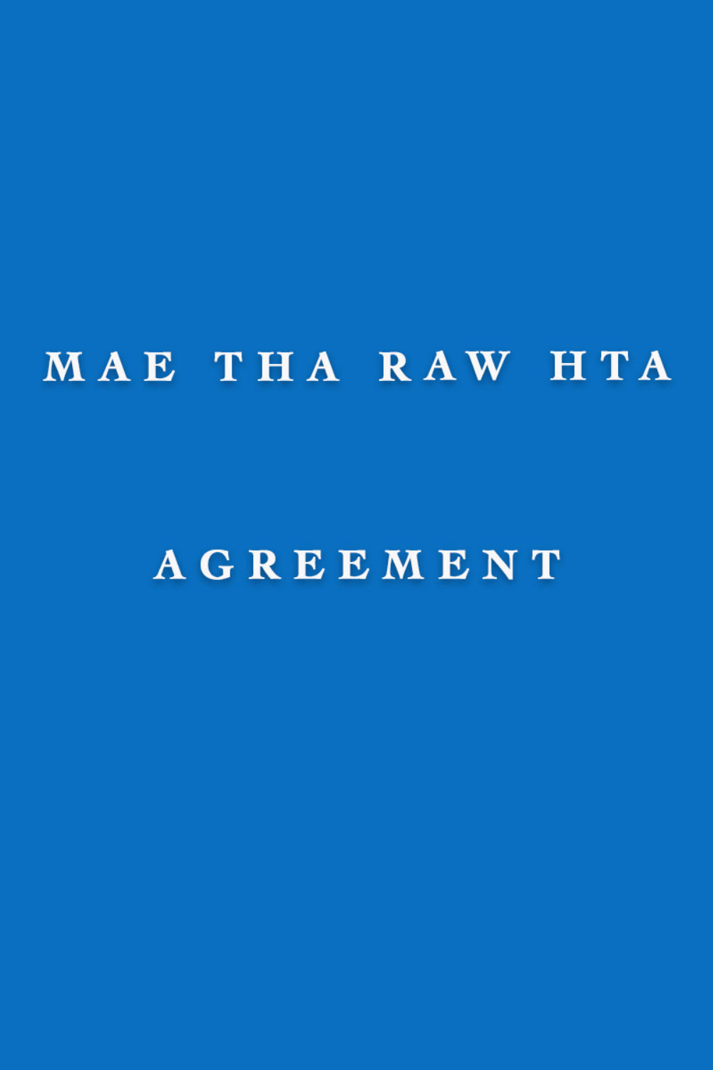# MAE THA RAW HTA

# AGREEMENT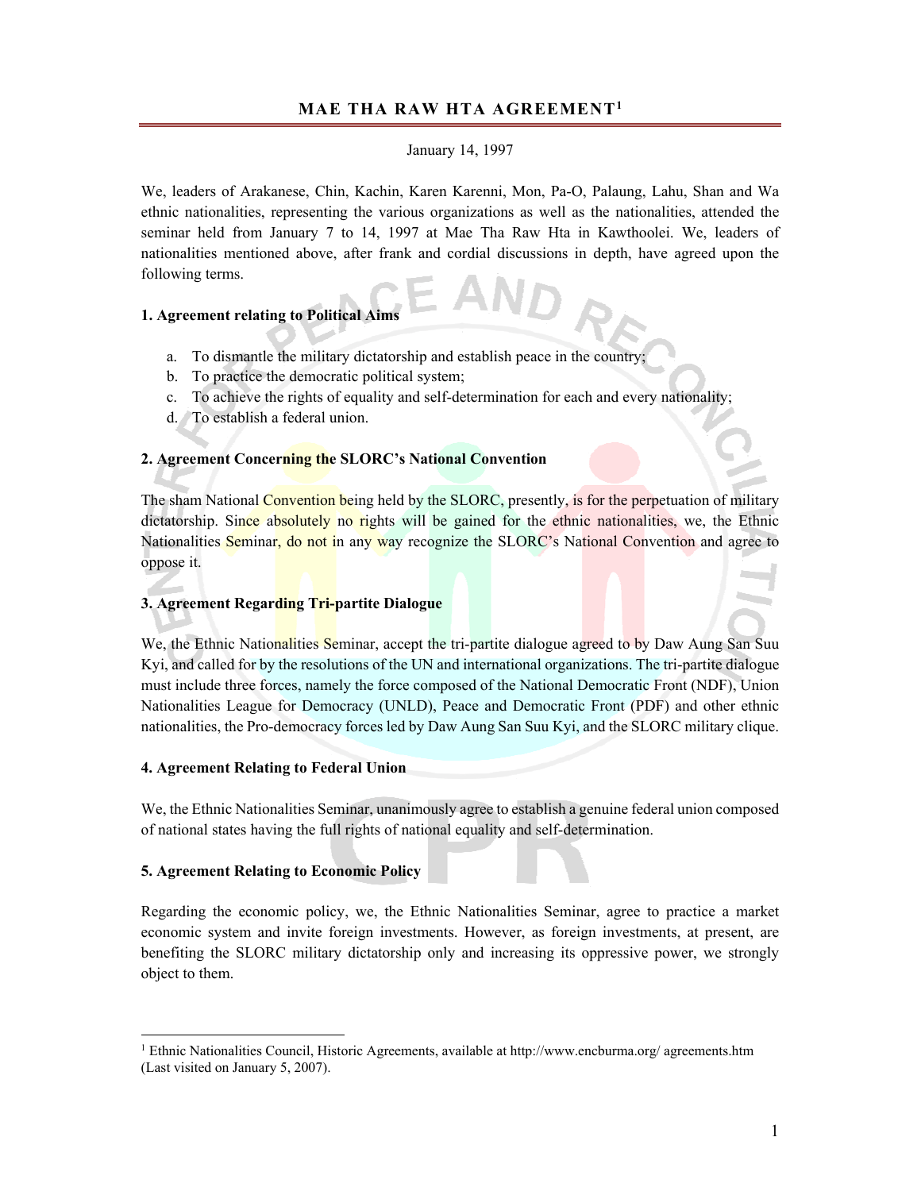## MAE THA RAW HTA AGREEMENT[1]

January 14, 1997

We, leaders of Arakanese, Chin, Kachin, Karen Karenni, Mon, Pa-O, Palaung, Lahu, Shan and Wa ethnic nationalities, representing the various organizations as well as the nationalities, attended the seminar held from January 7 to 14, 1997 at Mae Tha Raw Hta in Kawthoolei. We, leaders of nationalities mentioned above, after frank and cordial discussions in depth, have agreed upon the following terms.

**1. Agreement relating to Political Aims**

a. To dismantle the military dictatorship and establish peace in the country;
b. To practice the democratic political system;
c. To achieve the rights of equality and self-determination for each and every nationality;
d. To establish a federal union.

**2. Agreement Concerning the SLORC's National Convention**

The sham National Convention being held by the SLORC, presently, is for the perpetuation of military dictatorship. Since absolutely no rights will be gained for the ethnic nationalities, we, the Ethnic Nationalities Seminar, do not in any way recognize the SLORC's National Convention and agree to oppose it.

**3. Agreement Regarding Tri-partite Dialogue**

We, the Ethnic Nationalities Seminar, accept the tri-partite dialogue agreed to by Daw Aung San Suu Kyi, and called for by the resolutions of the UN and international organizations. The tri-partite dialogue must include three forces, namely the force composed of the National Democratic Front (NDF), Union Nationalities League for Democracy (UNLD), Peace and Democratic Front (PDF) and other ethnic nationalities, the Pro-democracy forces led by Daw Aung San Suu Kyi, and the SLORC military clique.

**4. Agreement Relating to Federal Union**

We, the Ethnic Nationalities Seminar, unanimously agree to establish a genuine federal union composed of national states having the full rights of national equality and self-determination.

**5. Agreement Relating to Economic Policy**

Regarding the economic policy, we, the Ethnic Nationalities Seminar, agree to practice a market economic system and invite foreign investments. However, as foreign investments, at present, are benefiting the SLORC military dictatorship only and increasing its oppressive power, we strongly object to them.

---

[1] Ethnic Nationalities Council, Historic Agreements, available at http://www.encburma.org/ agreements.htm (Last visited on January 5, 2007).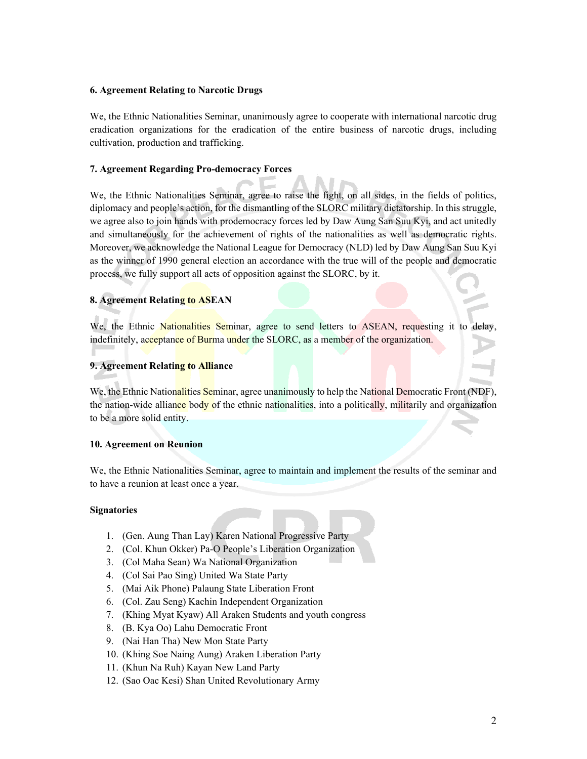**6. Agreement Relating to Narcotic Drugs**

We, the Ethnic Nationalities Seminar, unanimously agree to cooperate with international narcotic drug eradication organizations for the eradication of the entire business of narcotic drugs, including cultivation, production and trafficking.

**7. Agreement Regarding Pro-democracy Forces**

We, the Ethnic Nationalities Seminar, agree to raise the fight, on all sides, in the fields of politics, diplomacy and people's action, for the dismantling of the SLORC military dictatorship. In this struggle, we agree also to join hands with prodemocracy forces led by Daw Aung San Suu Kyi, and act unitedly and simultaneously for the achievement of rights of the nationalities as well as democratic rights. Moreover, we acknowledge the National League for Democracy (NLD) led by Daw Aung San Suu Kyi as the winner of 1990 general election an accordance with the true will of the people and democratic process, we fully support all acts of opposition against the SLORC, by it.

**8. Agreement Relating to ASEAN**

We, the Ethnic Nationalities Seminar, agree to send letters to ASEAN, requesting it to delay, indefinitely, acceptance of Burma under the SLORC, as a member of the organization.

**9. Agreement Relating to Alliance**

We, the Ethnic Nationalities Seminar, agree unanimously to help the National Democratic Front (NDF), the nation-wide alliance body of the ethnic nationalities, into a politically, militarily and organization to be a more solid entity.

**10. Agreement on Reunion**

We, the Ethnic Nationalities Seminar, agree to maintain and implement the results of the seminar and to have a reunion at least once a year.

**Signatories**

1. (Gen. Aung Than Lay) Karen National Progressive Party
2. (Col. Khun Okker) Pa-O People's Liberation Organization
3. (Col Maha Sean) Wa National Organization
4. (Col Sai Pao Sing) United Wa State Party
5. (Mai Aik Phone) Palaung State Liberation Front
6. (Col. Zau Seng) Kachin Independent Organization
7. (Khing Myat Kyaw) All Araken Students and youth congress
8. (B. Kya Oo) Lahu Democratic Front
9. (Nai Han Tha) New Mon State Party
10. (Khing Soe Naing Aung) Araken Liberation Party
11. (Khun Na Ruh) Kayan New Land Party
12. (Sao Oac Kesi) Shan United Revolutionary Army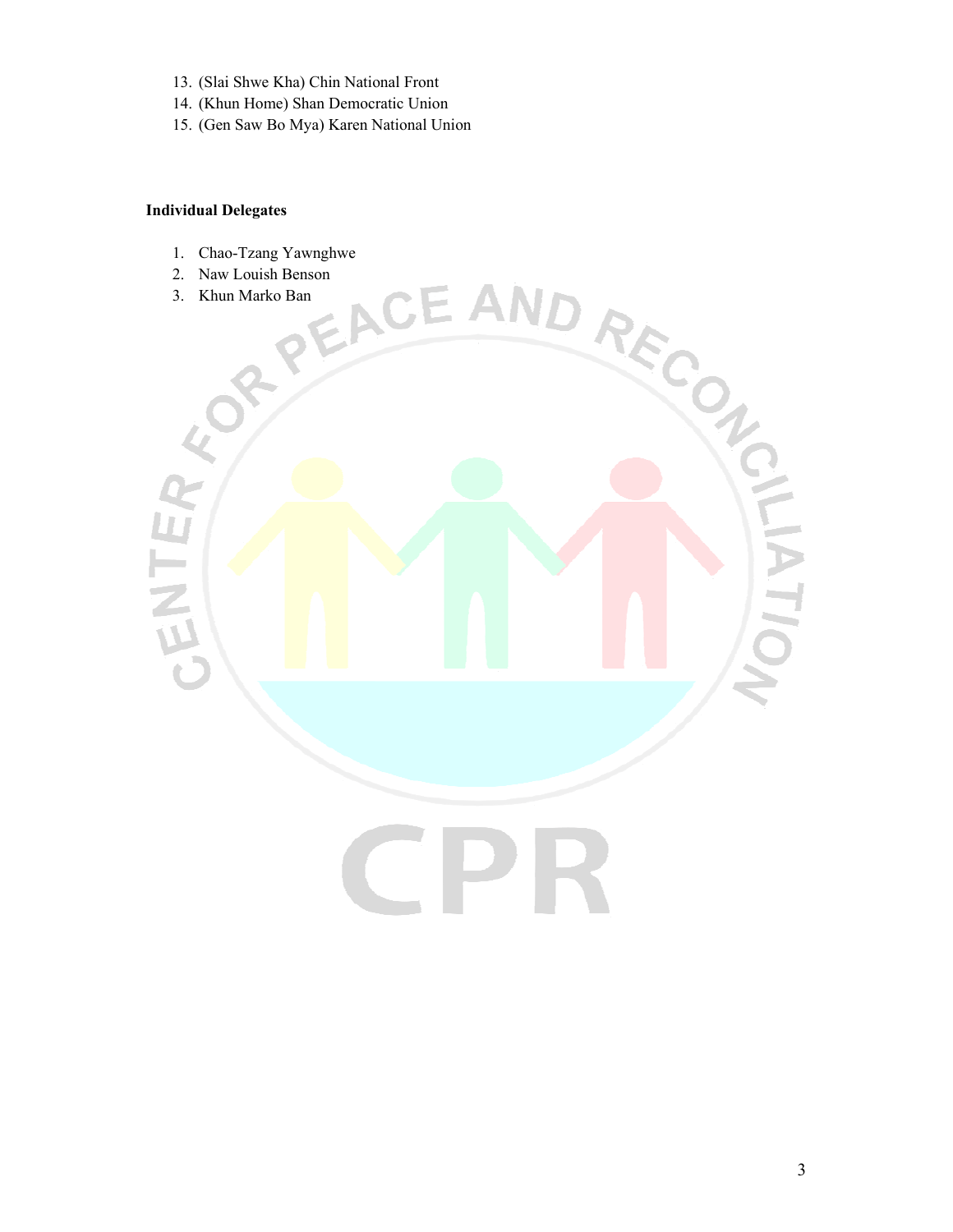13. (Slai Shwe Kha) Chin National Front
14. (Khun Home) Shan Democratic Union
15. (Gen Saw Bo Mya) Karen National Union

**Individual Delegates**

1. Chao-Tzang Yawnghwe
2. Naw Louish Benson
3. Khun Marko Ban